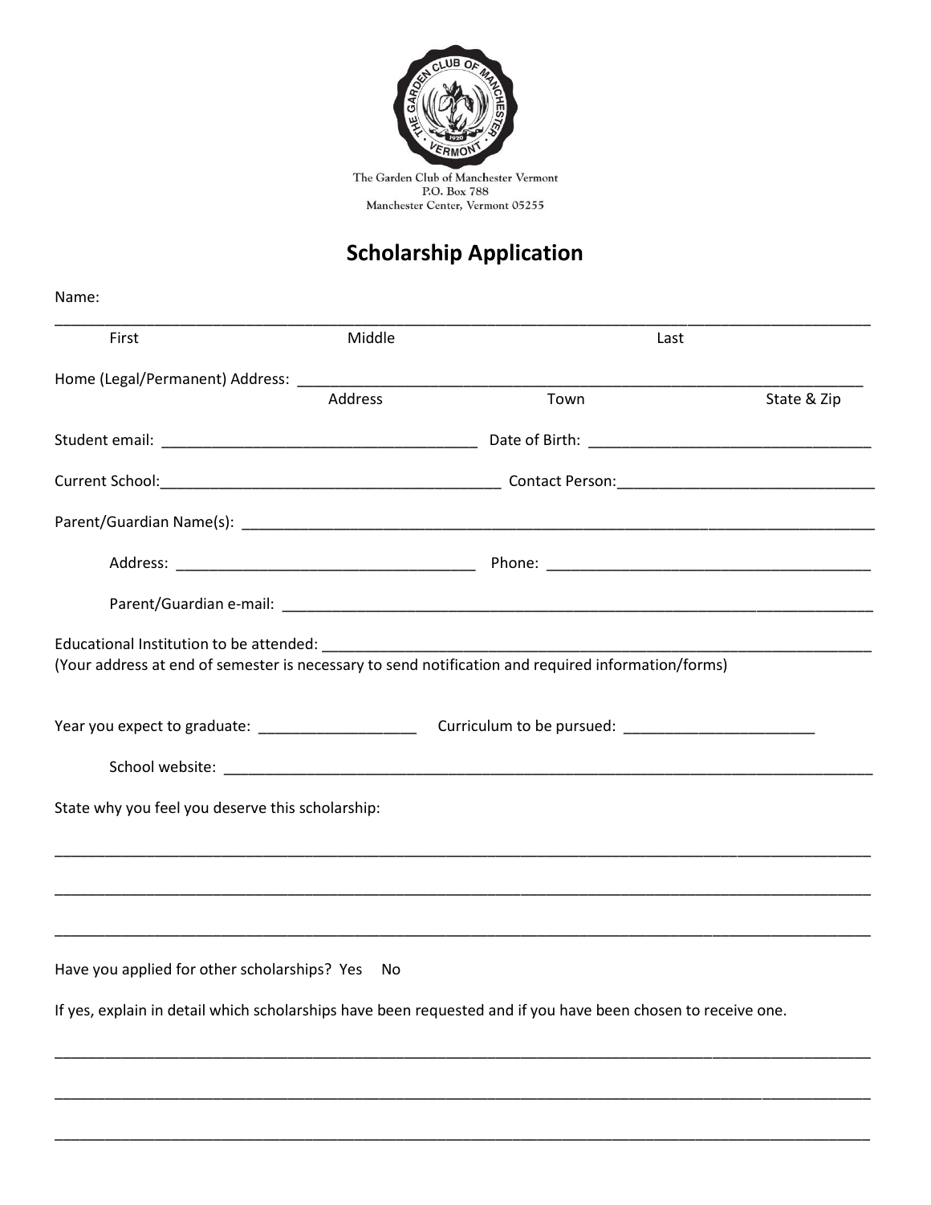The Garden Club of Manchester Vermont
P.O. Box 788
Manchester Center, Vermont 05255

# Scholarship Application

Name:

_______________________________________________________________________________

First Middle Last

Home (Legal/Permanent) Address: _______________________________________________

Address Town State & Zip

Student email: _______________________ Date of Birth: _______________________

Current School: _______________________ Contact Person: _______________________

Parent/Guardian Name(s): _______________________________________________

Address: _______________________ Phone: _______________________

Parent/Guardian e-mail: _______________________________________________

Educational Institution to be attended: _______________________________________________
(Your address at end of semester is necessary to send notification and required information/forms)

Year you expect to graduate: ______________ Curriculum to be pursued: ______________

School website: _______________________________________________

State why you feel you deserve this scholarship:

_______________________________________________________________________________

_______________________________________________________________________________

_______________________________________________________________________________

Have you applied for other scholarships? Yes No

If yes, explain in detail which scholarships have been requested and if you have been chosen to receive one.

_______________________________________________________________________________

_______________________________________________________________________________

_______________________________________________________________________________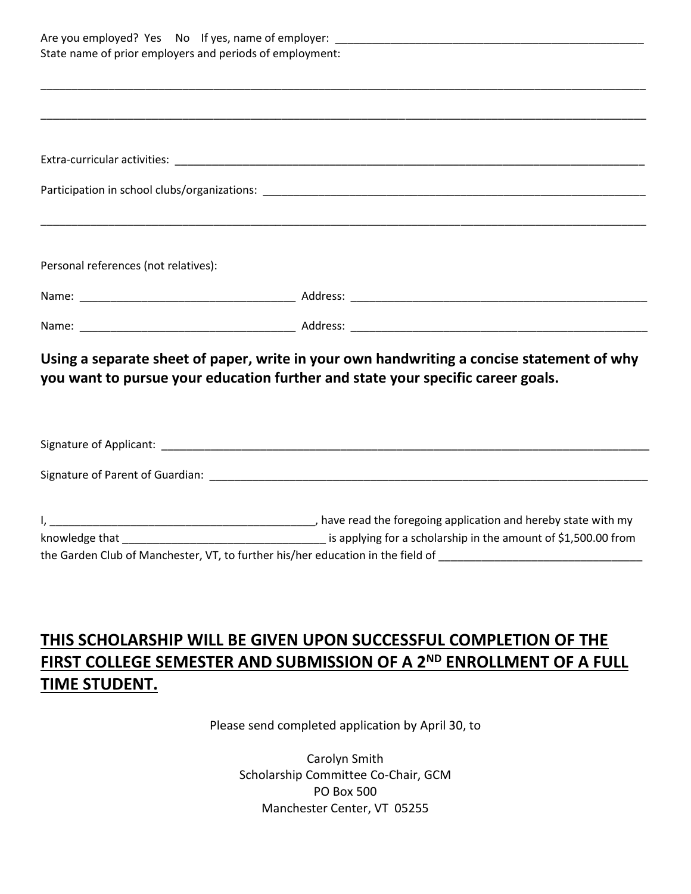Are you employed? Yes No If yes, name of employer: ___________________________________________________

State name of prior employers and periods of employment:

______________________________________________________________________________________________

______________________________________________________________________________________________

Extra-curricular activities: _____________________________________________________________________________

Participation in school clubs/organizations: ______________________________________________________________

______________________________________________________________________________________________

Personal references (not relatives):

Name: ___________________________________ Address: _________________________________________________

Name: ___________________________________ Address: _________________________________________________

**Using a separate sheet of paper, write in your own handwriting a concise statement of why you want to pursue your education further and state your specific career goals.**

Signature of Applicant: ___________________________________________________________________________

Signature of Parent of Guardian: ___________________________________________________________________

I, ____________________________________________, have read the foregoing application and hereby state with my knowledge that _________________________________ is applying for a scholarship in the amount of $1,500.00 from the Garden Club of Manchester, VT, to further his/her education in the field of _________________________________

**<u>THIS SCHOLARSHIP WILL BE GIVEN UPON SUCCESSFUL COMPLETION OF THE FIRST COLLEGE SEMESTER AND SUBMISSION OF A 2ND ENROLLMENT OF A FULL TIME STUDENT.</u>**

Please send completed application by April 30, to

Carolyn Smith
Scholarship Committee Co-Chair, GCM
PO Box 500
Manchester Center, VT 05255